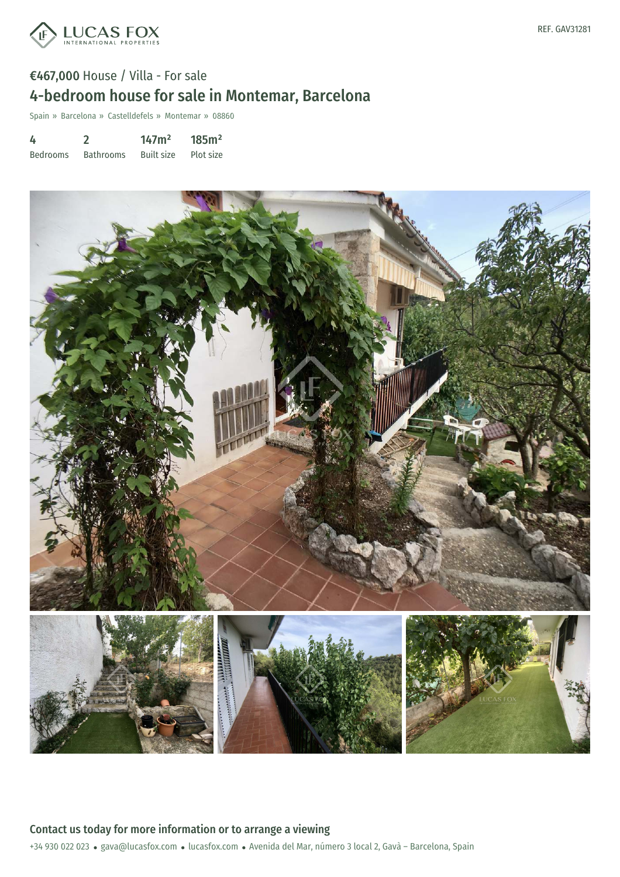LUCAS FOX
INTERNATIONAL PROPERTIES

REF. GAV31281

€467,000 House / Villa - For sale

# 4-bedroom house for sale in Montemar, Barcelona

Spain » Barcelona » Castelldefels » Montemar » 08860

| 4 | 2 | 147m² | 185m² |
|---|---|---|---|
| Bedrooms | Bathrooms | Built size | Plot size |

## Contact us today for more information or to arrange a viewing

+34 930 022 023 • gava@lucasfox.com • lucasfox.com • Avenida del Mar, número 3 local 2, Gavà – Barcelona, Spain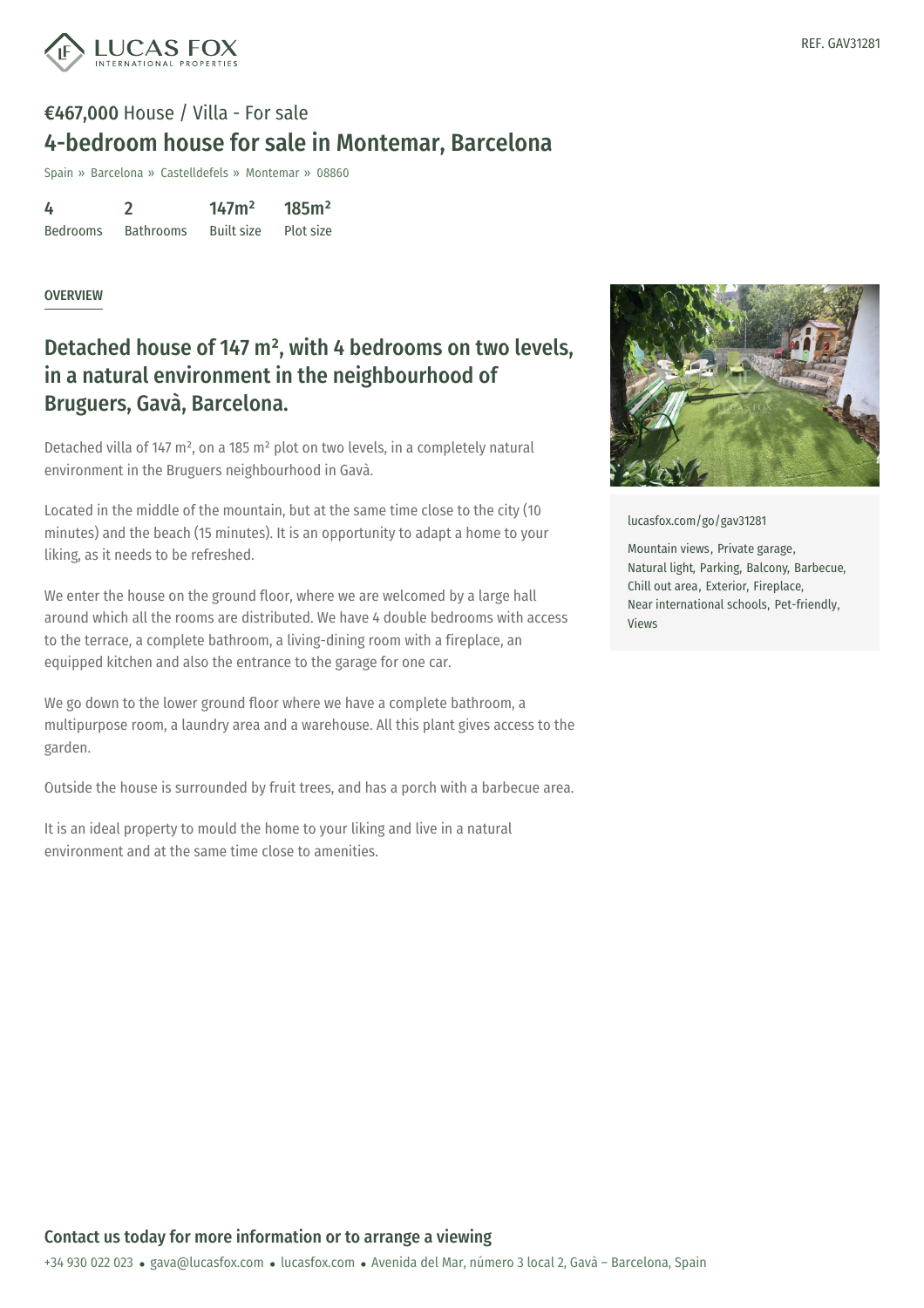REF. GAV31281

**€467,000** House / Villa - For sale

# 4-bedroom house for sale in Montemar, Barcelona

Spain » Barcelona » Castelldefels » Montemar » 08860

| 4 | 2 | 147m² | 185m² |
|---|---|---|---|
| Bedrooms | Bathrooms | Built size | Plot size |

## OVERVIEW

## Detached house of 147 m², with 4 bedrooms on two levels, in a natural environment in the neighbourhood of Bruguers, Gavà, Barcelona.

Detached villa of 147 m², on a 185 m² plot on two levels, in a completely natural environment in the Bruguers neighbourhood in Gavà.

Located in the middle of the mountain, but at the same time close to the city (10 minutes) and the beach (15 minutes). It is an opportunity to adapt a home to your liking, as it needs to be refreshed.

We enter the house on the ground floor, where we are welcomed by a large hall around which all the rooms are distributed. We have 4 double bedrooms with access to the terrace, a complete bathroom, a living-dining room with a fireplace, an equipped kitchen and also the entrance to the garage for one car.

We go down to the lower ground floor where we have a complete bathroom, a multipurpose room, a laundry area and a warehouse. All this plant gives access to the garden.

Outside the house is surrounded by fruit trees, and has a porch with a barbecue area.

It is an ideal property to mould the home to your liking and live in a natural environment and at the same time close to amenities.

lucasfox.com/go/gav31281

Mountain views, Private garage, Natural light, Parking, Balcony, Barbecue, Chill out area, Exterior, Fireplace, Near international schools, Pet-friendly, Views

**Contact us today for more information or to arrange a viewing**

+34 930 022 023 • gava@lucasfox.com • lucasfox.com • Avenida del Mar, número 3 local 2, Gavà – Barcelona, Spain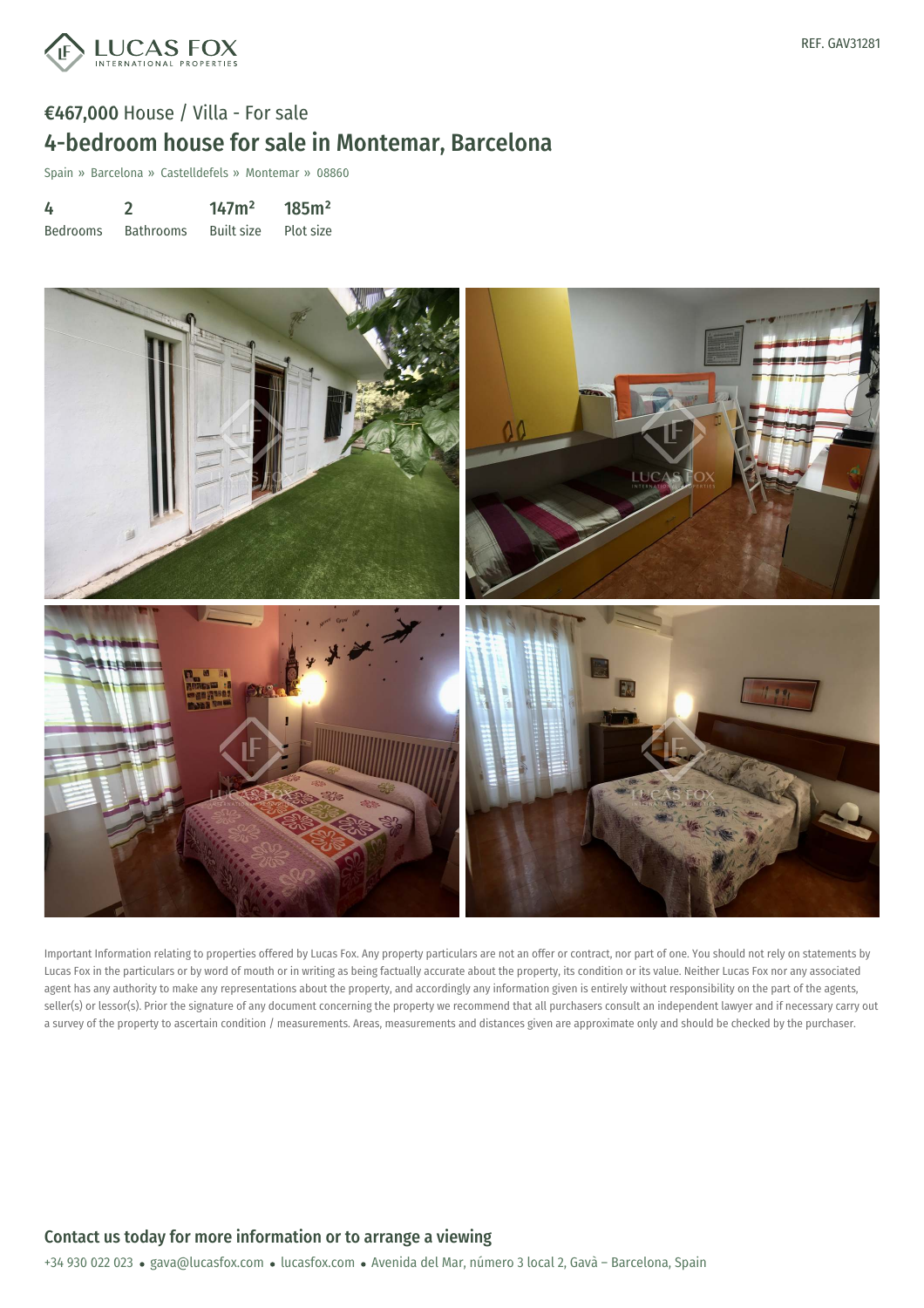REF. GAV31281

€467,000 House / Villa - For sale

# 4-bedroom house for sale in Montemar, Barcelona

Spain » Barcelona » Castelldefels » Montemar » 08860

| | | | |
|---|---|---|---|
| 4 | 2 | 147m² | 185m² |
| Bedrooms | Bathrooms | Built size | Plot size |

Important Information relating to properties offered by Lucas Fox. Any property particulars are not an offer or contract, nor part of one. You should not rely on statements by Lucas Fox in the particulars or by word of mouth or in writing as being factually accurate about the property, its condition or its value. Neither Lucas Fox nor any associated agent has any authority to make any representations about the property, and accordingly any information given is entirely without responsibility on the part of the agents, seller(s) or lessor(s). Prior the signature of any document concerning the property we recommend that all purchasers consult an independent lawyer and if necessary carry out a survey of the property to ascertain condition / measurements. Areas, measurements and distances given are approximate only and should be checked by the purchaser.

## Contact us today for more information or to arrange a viewing

+34 930 022 023 • gava@lucasfox.com • lucasfox.com • Avenida del Mar, número 3 local 2, Gavà – Barcelona, Spain